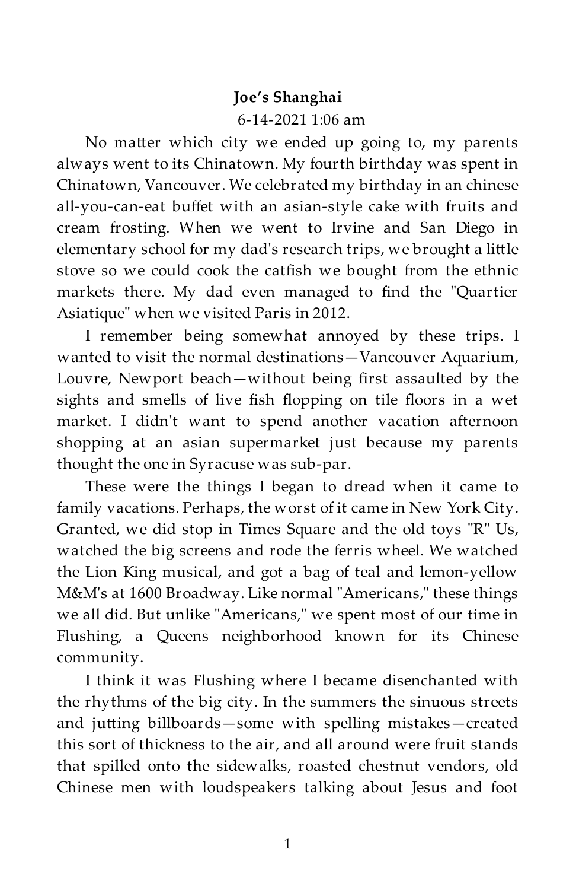# Joe's Shanghai

6-14-2021 1:06 am

No matter which city we ended up going to, my parents always went to its Chinatown. My fourth birthday was spent in Chinatown, Vancouver. We celebrated my birthday in an chinese all-you-can-eat buffet with an asian-style cake with fruits and cream frosting. When we went to Irvine and San Diego in elementary school for my dad's research trips, we brought a little stove so we could cook the catfish we bought from the ethnic markets there. My dad even managed to find the "Quartier Asiatique" when we visited Paris in 2012.

I remember being somewhat annoyed by these trips. I wanted to visit the normal destinations—Vancouver Aquarium, Louvre, Newport beach—without being first assaulted by the sights and smells of live fish flopping on tile floors in a wet market. I didn't want to spend another vacation afternoon shopping at an asian supermarket just because my parents thought the one in Syracuse was sub-par.

These were the things I began to dread when it came to family vacations. Perhaps, the worst of it came in New York City. Granted, we did stop in Times Square and the old toys "R" Us, watched the big screens and rode the ferris wheel. We watched the Lion King musical, and got a bag of teal and lemon-yellow M&M's at 1600 Broadway. Like normal "Americans," these things we all did. But unlike "Americans," we spent most of our time in Flushing, a Queens neighborhood known for its Chinese community.

I think it was Flushing where I became disenchanted with the rhythms of the big city. In the summers the sinuous streets and jutting billboards—some with spelling mistakes—created this sort of thickness to the air, and all around were fruit stands that spilled onto the sidewalks, roasted chestnut vendors, old Chinese men with loudspeakers talking about Jesus and foot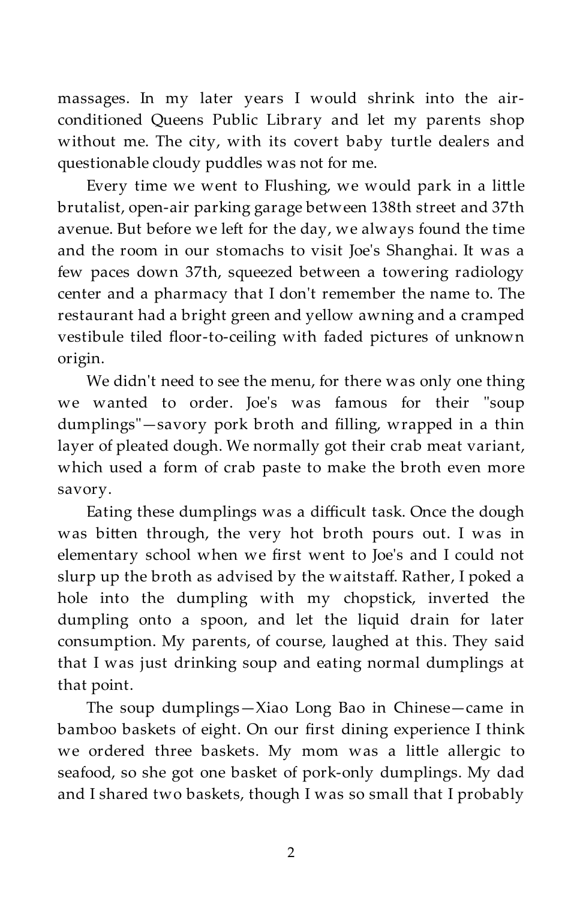massages. In my later years I would shrink into the air-conditioned Queens Public Library and let my parents shop without me. The city, with its covert baby turtle dealers and questionable cloudy puddles was not for me.

Every time we went to Flushing, we would park in a little brutalist, open-air parking garage between 138th street and 37th avenue. But before we left for the day, we always found the time and the room in our stomachs to visit Joe's Shanghai. It was a few paces down 37th, squeezed between a towering radiology center and a pharmacy that I don't remember the name to. The restaurant had a bright green and yellow awning and a cramped vestibule tiled floor-to-ceiling with faded pictures of unknown origin.

We didn't need to see the menu, for there was only one thing we wanted to order. Joe's was famous for their "soup dumplings"—savory pork broth and filling, wrapped in a thin layer of pleated dough. We normally got their crab meat variant, which used a form of crab paste to make the broth even more savory.

Eating these dumplings was a difficult task. Once the dough was bitten through, the very hot broth pours out. I was in elementary school when we first went to Joe's and I could not slurp up the broth as advised by the waitstaff. Rather, I poked a hole into the dumpling with my chopstick, inverted the dumpling onto a spoon, and let the liquid drain for later consumption. My parents, of course, laughed at this. They said that I was just drinking soup and eating normal dumplings at that point.

The soup dumplings—Xiao Long Bao in Chinese—came in bamboo baskets of eight. On our first dining experience I think we ordered three baskets. My mom was a little allergic to seafood, so she got one basket of pork-only dumplings. My dad and I shared two baskets, though I was so small that I probably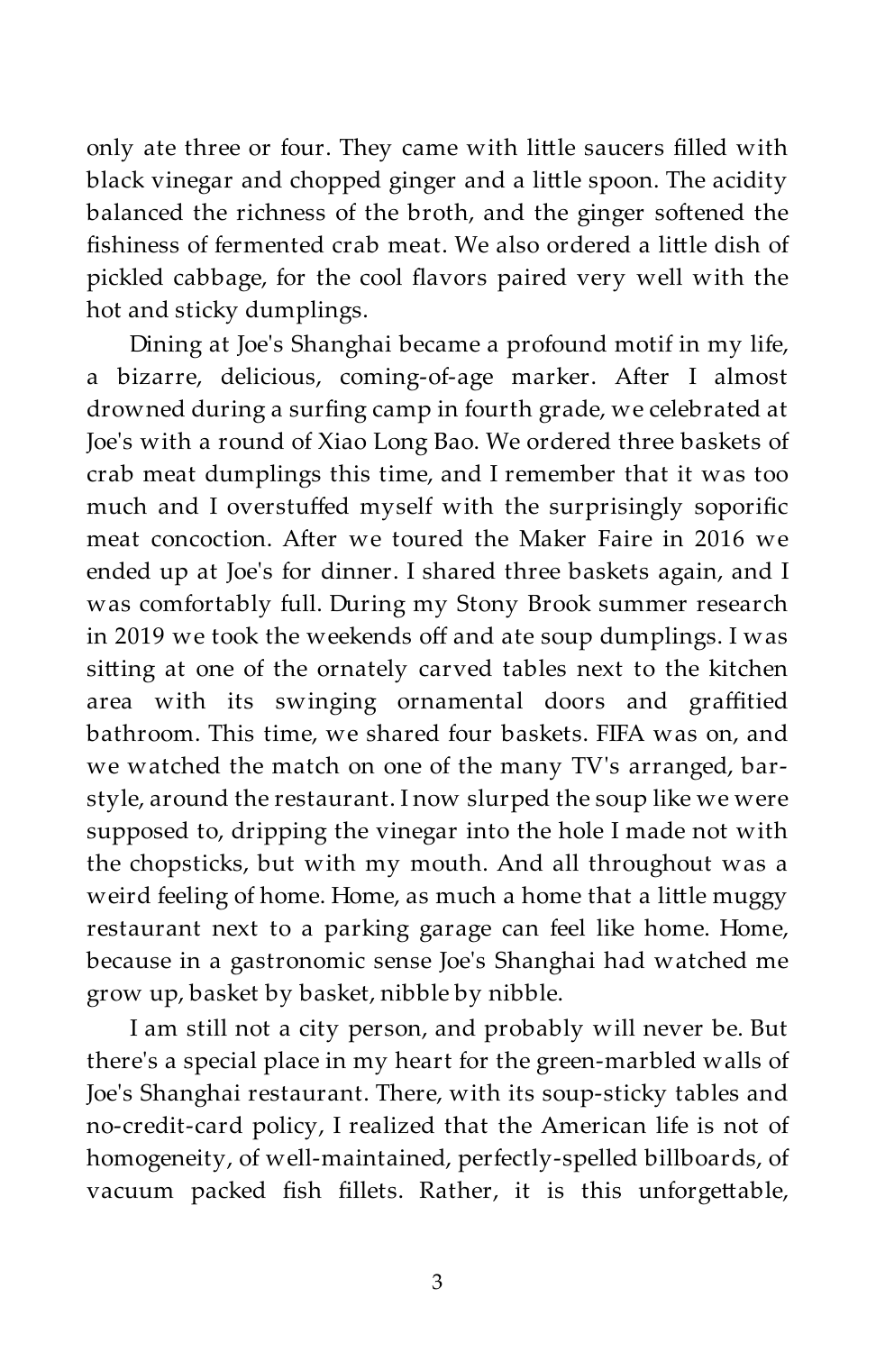only ate three or four. They came with little saucers filled with black vinegar and chopped ginger and a little spoon. The acidity balanced the richness of the broth, and the ginger softened the fishiness of fermented crab meat. We also ordered a little dish of pickled cabbage, for the cool flavors paired very well with the hot and sticky dumplings.

Dining at Joe's Shanghai became a profound motif in my life, a bizarre, delicious, coming-of-age marker. After I almost drowned during a surfing camp in fourth grade, we celebrated at Joe's with a round of Xiao Long Bao. We ordered three baskets of crab meat dumplings this time, and I remember that it was too much and I overstuffed myself with the surprisingly soporific meat concoction. After we toured the Maker Faire in 2016 we ended up at Joe's for dinner. I shared three baskets again, and I was comfortably full. During my Stony Brook summer research in 2019 we took the weekends off and ate soup dumplings. I was sitting at one of the ornately carved tables next to the kitchen area with its swinging ornamental doors and graffitied bathroom. This time, we shared four baskets. FIFA was on, and we watched the match on one of the many TV's arranged, bar-style, around the restaurant. I now slurped the soup like we were supposed to, dripping the vinegar into the hole I made not with the chopsticks, but with my mouth. And all throughout was a weird feeling of home. Home, as much a home that a little muggy restaurant next to a parking garage can feel like home. Home, because in a gastronomic sense Joe's Shanghai had watched me grow up, basket by basket, nibble by nibble.

I am still not a city person, and probably will never be. But there's a special place in my heart for the green-marbled walls of Joe's Shanghai restaurant. There, with its soup-sticky tables and no-credit-card policy, I realized that the American life is not of homogeneity, of well-maintained, perfectly-spelled billboards, of vacuum packed fish fillets. Rather, it is this unforgettable,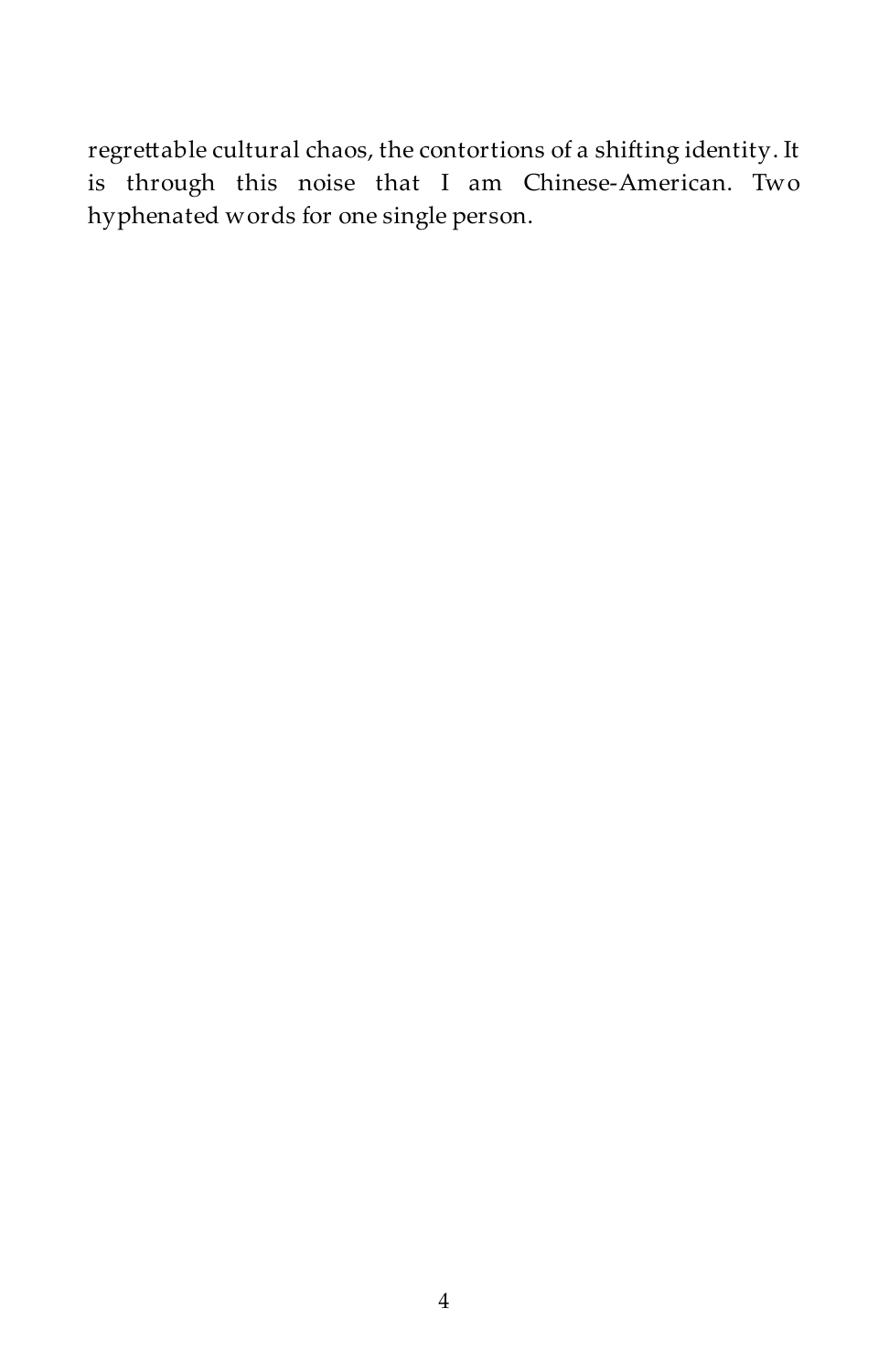regrettable cultural chaos, the contortions of a shifting identity. It is through this noise that I am Chinese-American. Two hyphenated words for one single person.